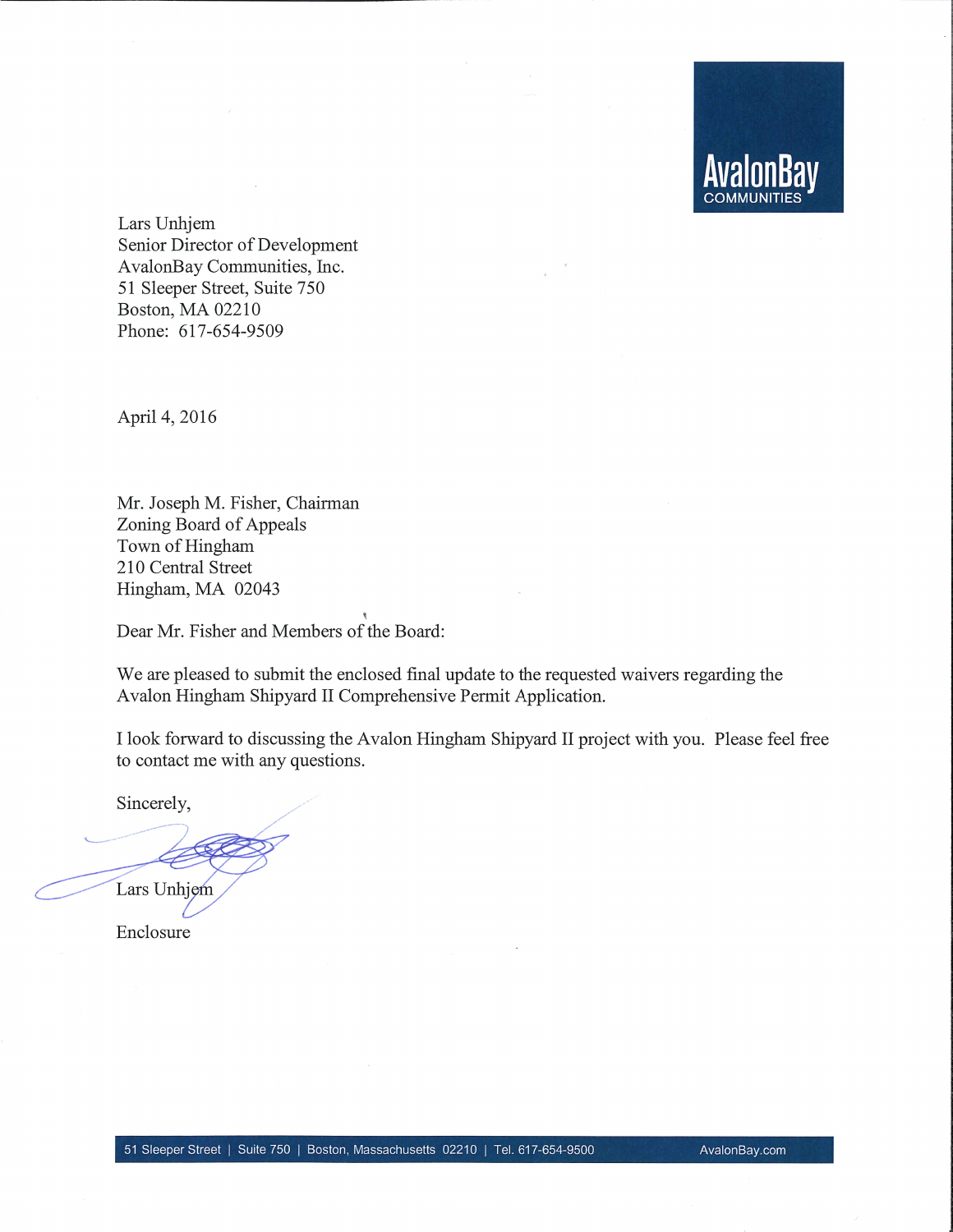AvalonBay COMMUNITIES

Lars Unhjem
Senior Director of Development
AvalonBay Communities, Inc.
51 Sleeper Street, Suite 750
Boston, MA 02210
Phone: 617-654-9509

April 4, 2016

Mr. Joseph M. Fisher, Chairman
Zoning Board of Appeals
Town of Hingham
210 Central Street
Hingham, MA 02043

Dear Mr. Fisher and Members of the Board:

We are pleased to submit the enclosed final update to the requested waivers regarding the Avalon Hingham Shipyard II Comprehensive Permit Application.

I look forward to discussing the Avalon Hingham Shipyard II project with you. Please feel free to contact me with any questions.

Sincerely,

Lars Unhjem

Enclosure

51 Sleeper Street | Suite 750 | Boston, Massachusetts 02210 | Tel. 617-654-9500 AvalonBay.com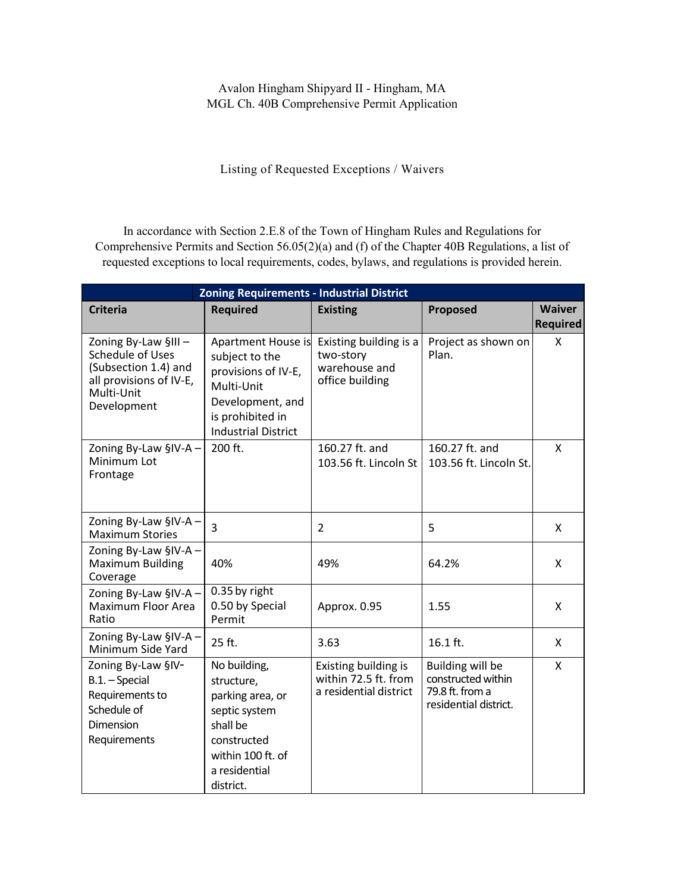Avalon Hingham Shipyard II - Hingham, MA
MGL Ch. 40B Comprehensive Permit Application

Listing of Requested Exceptions / Waivers

In accordance with Section 2.E.8 of the Town of Hingham Rules and Regulations for Comprehensive Permits and Section 56.05(2)(a) and (f) of the Chapter 40B Regulations, a list of requested exceptions to local requirements, codes, bylaws, and regulations is provided herein.

| Zoning Requirements - Industrial District | | | | |
|---|---|---|---|---|
| **Criteria** | **Required** | **Existing** | **Proposed** | **Waiver Required** |
| Zoning By-Law §III – Schedule of Uses (Subsection 1.4) and all provisions of IV-E, Multi-Unit Development | Apartment House is subject to the provisions of IV-E, Multi-Unit Development, and is prohibited in Industrial District | Existing building is a two-story warehouse and office building | Project as shown on Plan. | X |
| Zoning By-Law §IV-A – Minimum Lot Frontage | 200 ft. | 160.27 ft. and 103.56 ft. Lincoln St | 160.27 ft. and 103.56 ft. Lincoln St. | X |
| Zoning By-Law §IV-A – Maximum Stories | 3 | 2 | 5 | X |
| Zoning By-Law §IV-A – Maximum Building Coverage | 40% | 49% | 64.2% | X |
| Zoning By-Law §IV-A – Maximum Floor Area Ratio | 0.35 by right 0.50 by Special Permit | Approx. 0.95 | 1.55 | X |
| Zoning By-Law §IV-A – Minimum Side Yard | 25 ft. | 3.63 | 16.1 ft. | X |
| Zoning By-Law §IV-B.1. – Special Requirements to Schedule of Dimension Requirements | No building, structure, parking area, or septic system shall be constructed within 100 ft. of a residential district. | Existing building is within 72.5 ft. from a residential district | Building will be constructed within 79.8 ft. from a residential district. | X |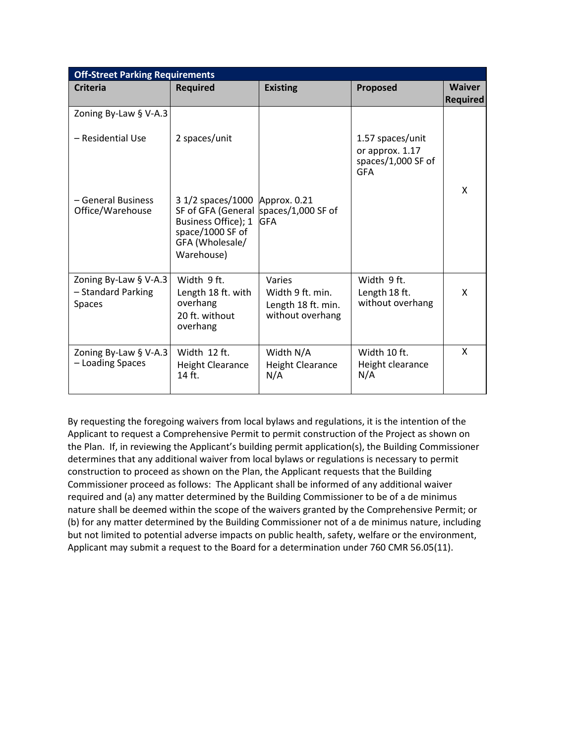| Off-Street Parking Requirements | | | | |
|---|---|---|---|---|
| **Criteria** | **Required** | **Existing** | **Proposed** | **Waiver Required** |
| Zoning By-Law § V-A.3<br><br>– Residential Use<br><br><br><br>– General Business Office/Warehouse | <br><br>2 spaces/unit<br><br><br><br>3 1/2 spaces/1000 SF of GFA (General Business Office); 1 space/1000 SF of GFA (Wholesale/ Warehouse) | <br><br><br><br><br><br>Approx. 0.21 spaces/1,000 SF of GFA | <br><br>1.57 spaces/unit or approx. 1.17 spaces/1,000 SF of GFA | X |
| Zoning By-Law § V-A.3 – Standard Parking Spaces | Width 9 ft.<br>Length 18 ft. with overhang<br>20 ft. without overhang | Varies<br>Width 9 ft. min.<br>Length 18 ft. min. without overhang | Width 9 ft.<br>Length 18 ft. without overhang | X |
| Zoning By-Law § V-A.3 – Loading Spaces | Width 12 ft.<br>Height Clearance 14 ft. | Width N/A<br>Height Clearance N/A | Width 10 ft.<br>Height clearance N/A | X |

By requesting the foregoing waivers from local bylaws and regulations, it is the intention of the Applicant to request a Comprehensive Permit to permit construction of the Project as shown on the Plan. If, in reviewing the Applicant's building permit application(s), the Building Commissioner determines that any additional waiver from local bylaws or regulations is necessary to permit construction to proceed as shown on the Plan, the Applicant requests that the Building Commissioner proceed as follows: The Applicant shall be informed of any additional waiver required and (a) any matter determined by the Building Commissioner to be of a de minimus nature shall be deemed within the scope of the waivers granted by the Comprehensive Permit; or (b) for any matter determined by the Building Commissioner not of a de minimus nature, including but not limited to potential adverse impacts on public health, safety, welfare or the environment, Applicant may submit a request to the Board for a determination under 760 CMR 56.05(11).